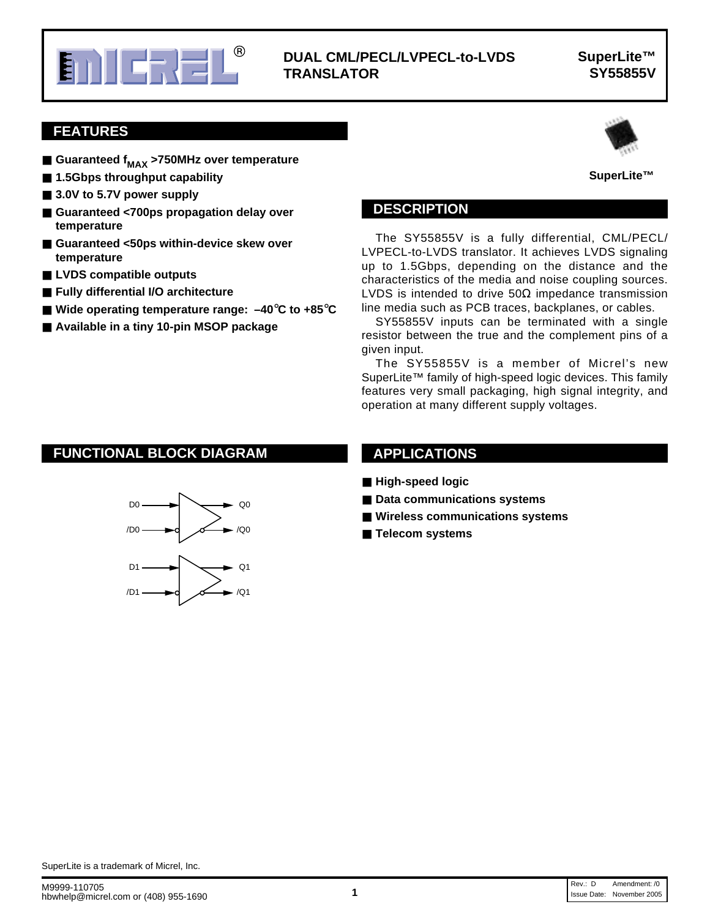# DUAL CML/PECL/LVPECL-to-LVDS TRANSLATOR

**SuperLite™**
**SY55855V**

## FEATURES

- **Guaranteed $f_{MAX}$ >750MHz over temperature**
- **1.5Gbps throughput capability**
- **3.0V to 5.7V power supply**
- **Guaranteed <700ps propagation delay over temperature**
- **Guaranteed <50ps within-device skew over temperature**
- **LVDS compatible outputs**
- **Fully differential I/O architecture**
- **Wide operating temperature range: –40°C to +85°C**
- **Available in a tiny 10-pin MSOP package**

**SuperLite™**

## DESCRIPTION

The SY55855V is a fully differential, CML/PECL/LVPECL-to-LVDS translator. It achieves LVDS signaling up to 1.5Gbps, depending on the distance and the characteristics of the media and noise coupling sources. LVDS is intended to drive 50Ω impedance transmission line media such as PCB traces, backplanes, or cables.

SY55855V inputs can be terminated with a single resistor between the true and the complement pins of a given input.

The SY55855V is a member of Micrel's new SuperLite™ family of high-speed logic devices. This family features very small packaging, high signal integrity, and operation at many different supply voltages.

## FUNCTIONAL BLOCK DIAGRAM

D0, /D0 → Q0, /Q0
D1, /D1 → Q1, /Q1

## APPLICATIONS

- **High-speed logic**
- **Data communications systems**
- **Wireless communications systems**
- **Telecom systems**

SuperLite is a trademark of Micrel, Inc.

M9999-110705
hbwhelp@micrel.com or (408) 955-1690

Rev.: D Amendment: /0
Issue Date: November 2005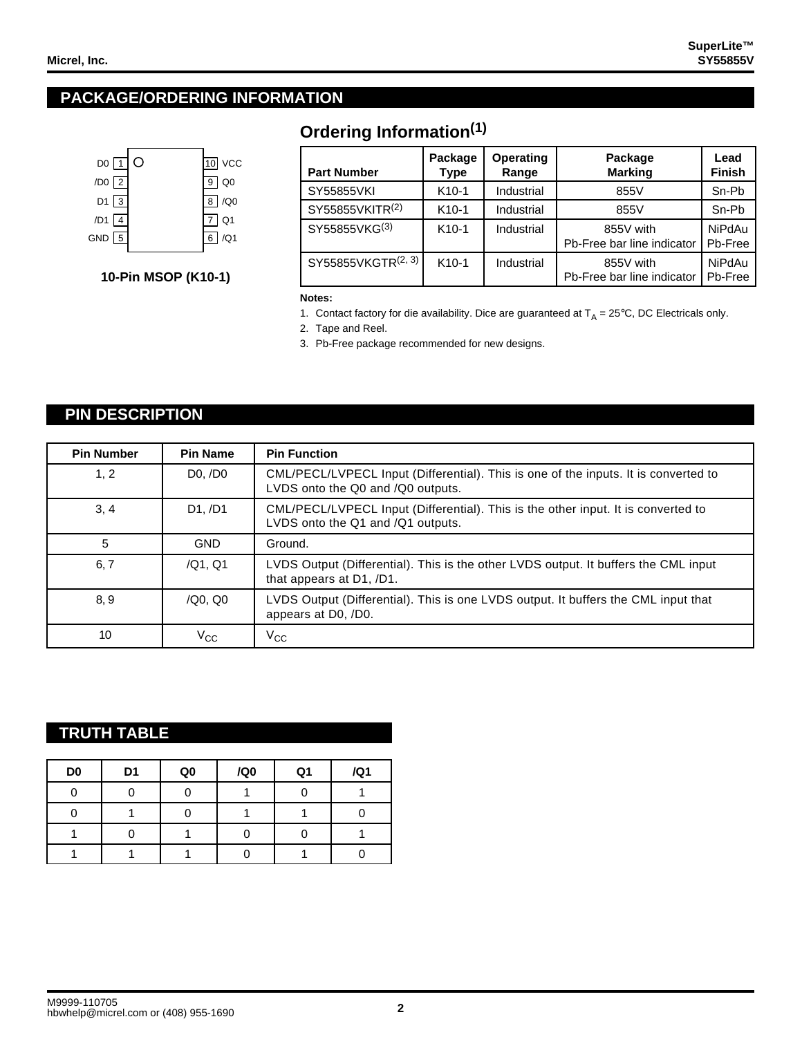## PACKAGE/ORDERING INFORMATION

| | | | |
|---|---|---|---|
| D0 | 1 | 10 | VCC |
| /D0 | 2 | 9 | Q0 |
| D1 | 3 | 8 | /Q0 |
| /D1 | 4 | 7 | Q1 |
| GND | 5 | 6 | /Q1 |

**10-Pin MSOP (K10-1)**

### Ordering Information(1)

| Part Number | Package Type | Operating Range | Package Marking | Lead Finish |
|---|---|---|---|---|
| SY55855VKI | K10-1 | Industrial | 855V | Sn-Pb |
| SY55855VKITR(2) | K10-1 | Industrial | 855V | Sn-Pb |
| SY55855VKG(3) | K10-1 | Industrial | 855V with Pb-Free bar line indicator | NiPdAu Pb-Free |
| SY55855VKGTR(2, 3) | K10-1 | Industrial | 855V with Pb-Free bar line indicator | NiPdAu Pb-Free |

**Notes:**

1. Contact factory for die availability. Dice are guaranteed at $T_A$ = 25°C, DC Electricals only.
2. Tape and Reel.
3. Pb-Free package recommended for new designs.

## PIN DESCRIPTION

| Pin Number | Pin Name | Pin Function |
|---|---|---|
| 1, 2 | D0, /D0 | CML/PECL/LVPECL Input (Differential). This is one of the inputs. It is converted to LVDS onto the Q0 and /Q0 outputs. |
| 3, 4 | D1, /D1 | CML/PECL/LVPECL Input (Differential). This is the other input. It is converted to LVDS onto the Q1 and /Q1 outputs. |
| 5 | GND | Ground. |
| 6, 7 | /Q1, Q1 | LVDS Output (Differential). This is the other LVDS output. It buffers the CML input that appears at D1, /D1. |
| 8, 9 | /Q0, Q0 | LVDS Output (Differential). This is one LVDS output. It buffers the CML input that appears at D0, /D0. |
| 10 | $V_{CC}$ | $V_{CC}$ |

## TRUTH TABLE

| D0 | D1 | Q0 | /Q0 | Q1 | /Q1 |
|---|---|---|---|---|---|
| 0 | 0 | 0 | 1 | 0 | 1 |
| 0 | 1 | 0 | 1 | 1 | 0 |
| 1 | 0 | 1 | 0 | 0 | 1 |
| 1 | 1 | 1 | 0 | 1 | 0 |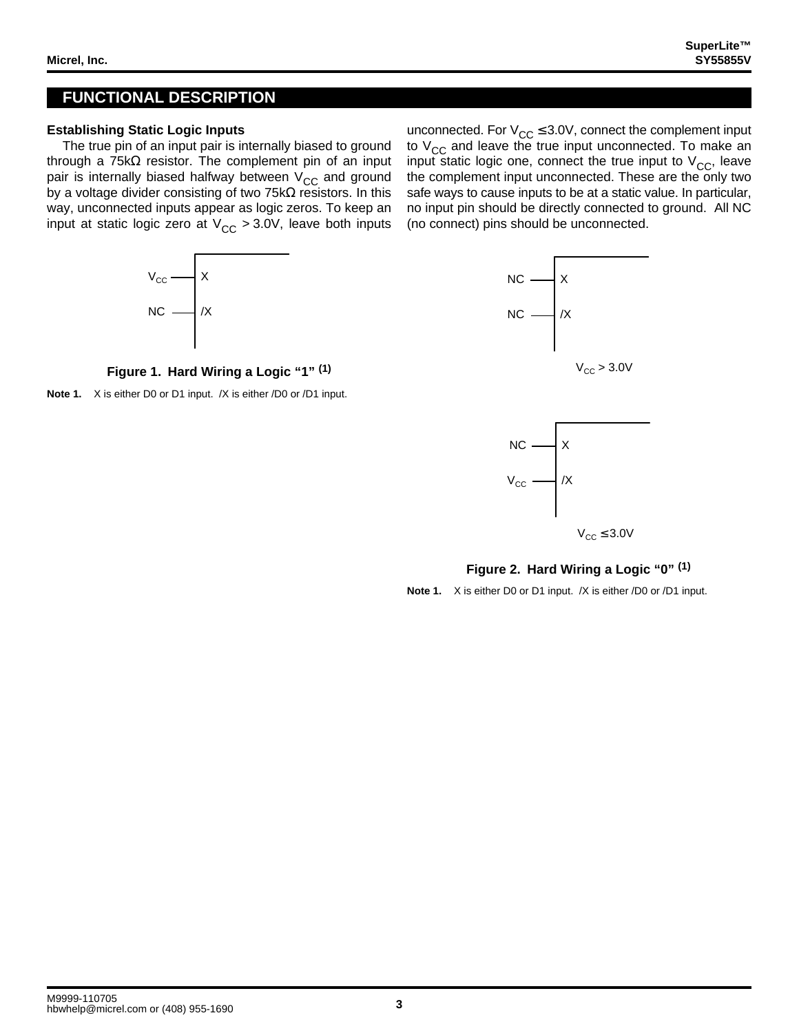## FUNCTIONAL DESCRIPTION

### Establishing Static Logic Inputs

The true pin of an input pair is internally biased to ground through a 75kΩ resistor. The complement pin of an input pair is internally biased halfway between $V_{CC}$ and ground by a voltage divider consisting of two 75kΩ resistors. In this way, unconnected inputs appear as logic zeros. To keep an input at static logic zero at $V_{CC} > 3.0V$, leave both inputs unconnected. For $V_{CC} \leq 3.0V$, connect the complement input to $V_{CC}$ and leave the true input unconnected. To make an input static logic one, connect the true input to $V_{CC}$, leave the complement input unconnected. These are the only two safe ways to cause inputs to be at a static value. In particular, no input pin should be directly connected to ground. All NC (no connect) pins should be unconnected.

$V_{CC}$ — X

NC — /X

**Figure 1. Hard Wiring a Logic "1"** (1)

**Note 1.** X is either D0 or D1 input. /X is either /D0 or /D1 input.

NC — X

NC — /X

$V_{CC} > 3.0V$

NC — X

$V_{CC}$ — /X

$V_{CC} \leq 3.0V$

**Figure 2. Hard Wiring a Logic "0"** (1)

**Note 1.** X is either D0 or D1 input. /X is either /D0 or /D1 input.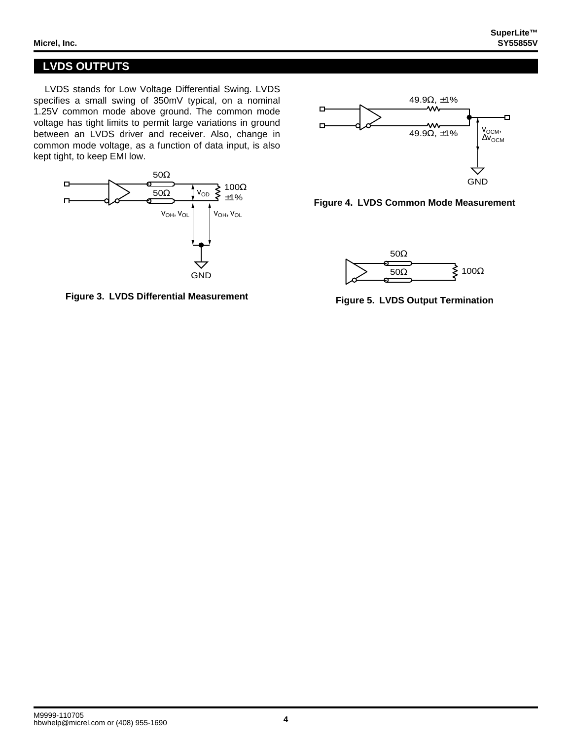## LVDS OUTPUTS

LVDS stands for Low Voltage Differential Swing. LVDS specifies a small swing of 350mV typical, on a nominal 1.25V common mode above ground. The common mode voltage has tight limits to permit large variations in ground between an LVDS driver and receiver. Also, change in common mode voltage, as a function of data input, is also kept tight, to keep EMI low.

**Figure 3. LVDS Differential Measurement**

**Figure 4. LVDS Common Mode Measurement**

**Figure 5. LVDS Output Termination**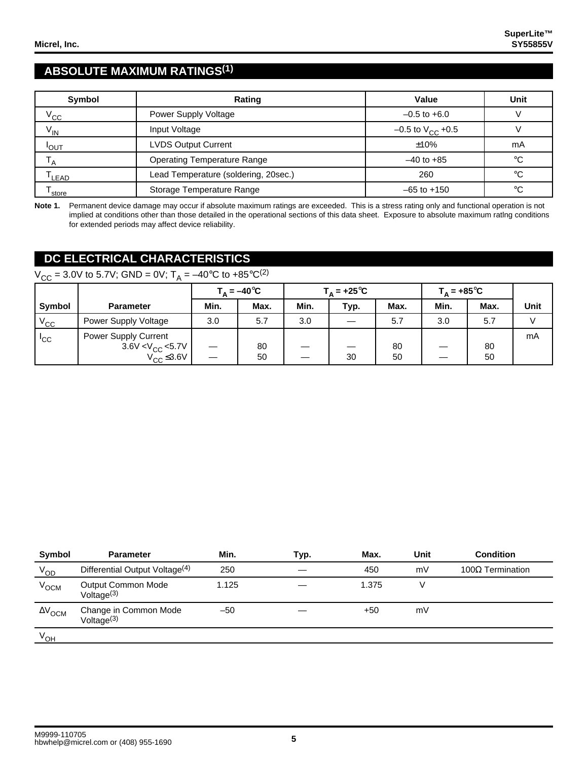## ABSOLUTE MAXIMUM RATINGS[1]

| Symbol | Rating | Value | Unit |
|---|---|---|---|
| $V_{CC}$ | Power Supply Voltage | –0.5 to +6.0 | V |
| $V_{IN}$ | Input Voltage | –0.5 to $V_{CC}$ +0.5 | V |
| $I_{OUT}$ | LVDS Output Current | ±10% | mA |
| $T_A$ | Operating Temperature Range | –40 to +85 | °C |
| $T_{LEAD}$ | Lead Temperature (soldering, 20sec.) | 260 | °C |
| $T_{store}$ | Storage Temperature Range | –65 to +150 | °C |

**Note 1.** Permanent device damage may occur if absolute maximum ratings are exceeded. This is a stress rating only and functional operation is not implied at conditions other than those detailed in the operational sections of this data sheet. Exposure to absolute maximum ratlng conditions for extended periods may affect device reliability.

## DC ELECTRICAL CHARACTERISTICS

$V_{CC}$ = 3.0V to 5.7V; GND = 0V; $T_A$ = –40°C to +85°C[2]

| Symbol | Parameter | $T_A$ = –40°C | | $T_A$ = +25°C | | | $T_A$ = +85°C | | Unit |
|---|---|---|---|---|---|---|---|---|---|
| | | Min. | Max. | Min. | Typ. | Max. | Min. | Max. | |
| $V_{CC}$ | Power Supply Voltage | 3.0 | 5.7 | 3.0 | — | 5.7 | 3.0 | 5.7 | V |
| $I_{CC}$ | Power Supply Current<br>3.6V < $V_{CC}$ < 5.7V<br>$V_{CC}$ ≤ 3.6V | <br>—<br>— | <br>80<br>50 | <br>—<br>— | <br>—<br>30 | <br>80<br>50 | <br>—<br>— | <br>80<br>50 | mA |

| Symbol | Parameter | Min. | Typ. | Max. | Unit | Condition |
|---|---|---|---|---|---|---|
| $V_{OD}$ | Differential Output Voltage[4] | 250 | — | 450 | mV | 100Ω Termination |
| $V_{OCM}$ | Output Common Mode Voltage[3] | 1.125 | — | 1.375 | V | |
| $\Delta V_{OCM}$ | Change in Common Mode Voltage[3] | –50 | — | +50 | mV | |
| $V_{OH}$ | | | | | | |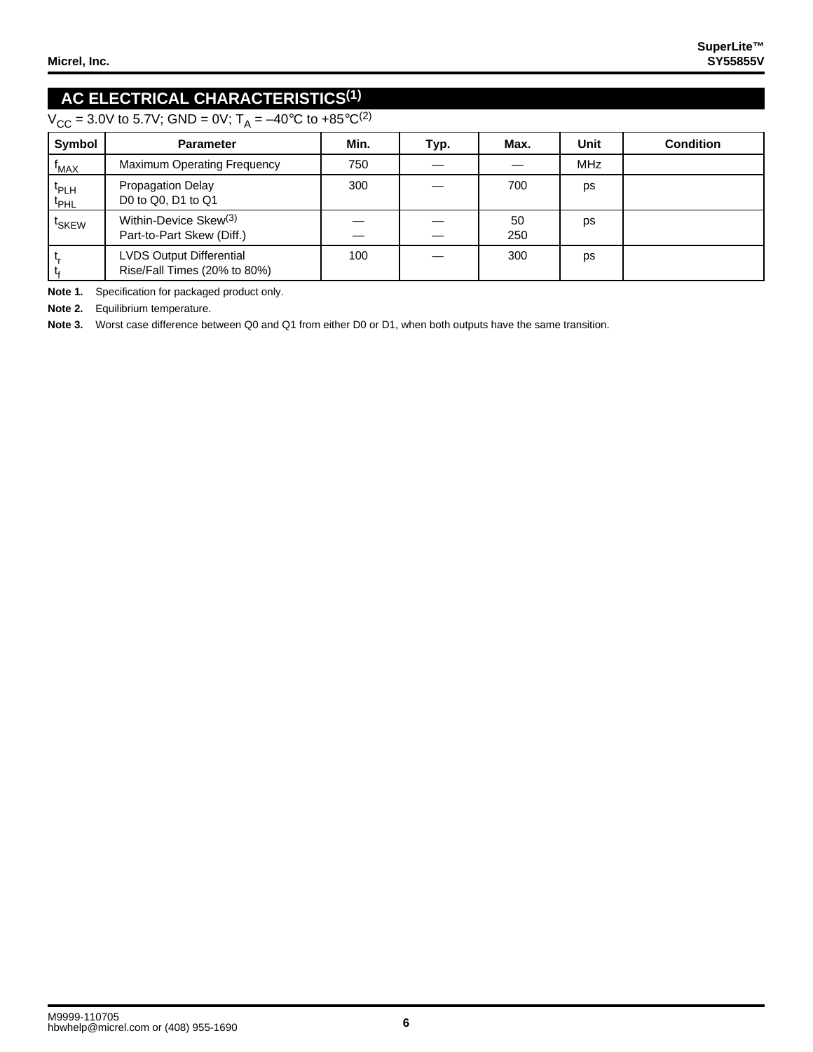## AC ELECTRICAL CHARACTERISTICS(1)

$V_{CC}$ = 3.0V to 5.7V; GND = 0V; $T_A$ = –40°C to +85°C(2)

| Symbol | Parameter | Min. | Typ. | Max. | Unit | Condition |
|---|---|---|---|---|---|---|
| $f_{MAX}$ | Maximum Operating Frequency | 750 | — | — | MHz | |
| $t_{PLH}$<br>$t_{PHL}$ | Propagation Delay<br>D0 to Q0, D1 to Q1 | 300 | — | 700 | ps | |
| $t_{SKEW}$ | Within-Device Skew(3)<br>Part-to-Part Skew (Diff.) | —<br>— | —<br>— | 50<br>250 | ps | |
| $t_r$<br>$t_f$ | LVDS Output Differential<br>Rise/Fall Times (20% to 80%) | 100 | — | 300 | ps | |

**Note 1.** Specification for packaged product only.

**Note 2.** Equilibrium temperature.

**Note 3.** Worst case difference between Q0 and Q1 from either D0 or D1, when both outputs have the same transition.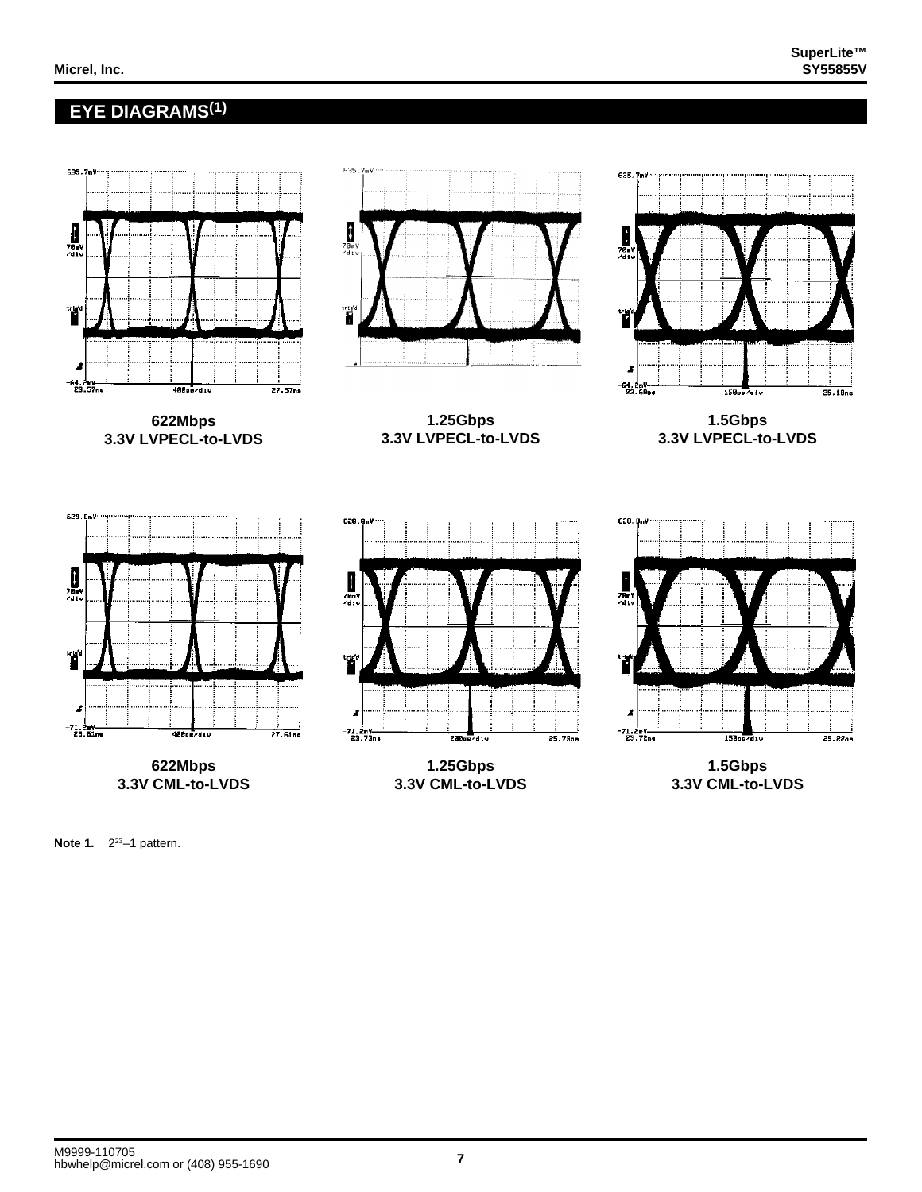## EYE DIAGRAMS(1)

622Mbps
3.3V LVPECL-to-LVDS

1.25Gbps
3.3V LVPECL-to-LVDS

1.5Gbps
3.3V LVPECL-to-LVDS

622Mbps
3.3V CML-to-LVDS

1.25Gbps
3.3V CML-to-LVDS

1.5Gbps
3.3V CML-to-LVDS

**Note 1.** $2^{23}$–1 pattern.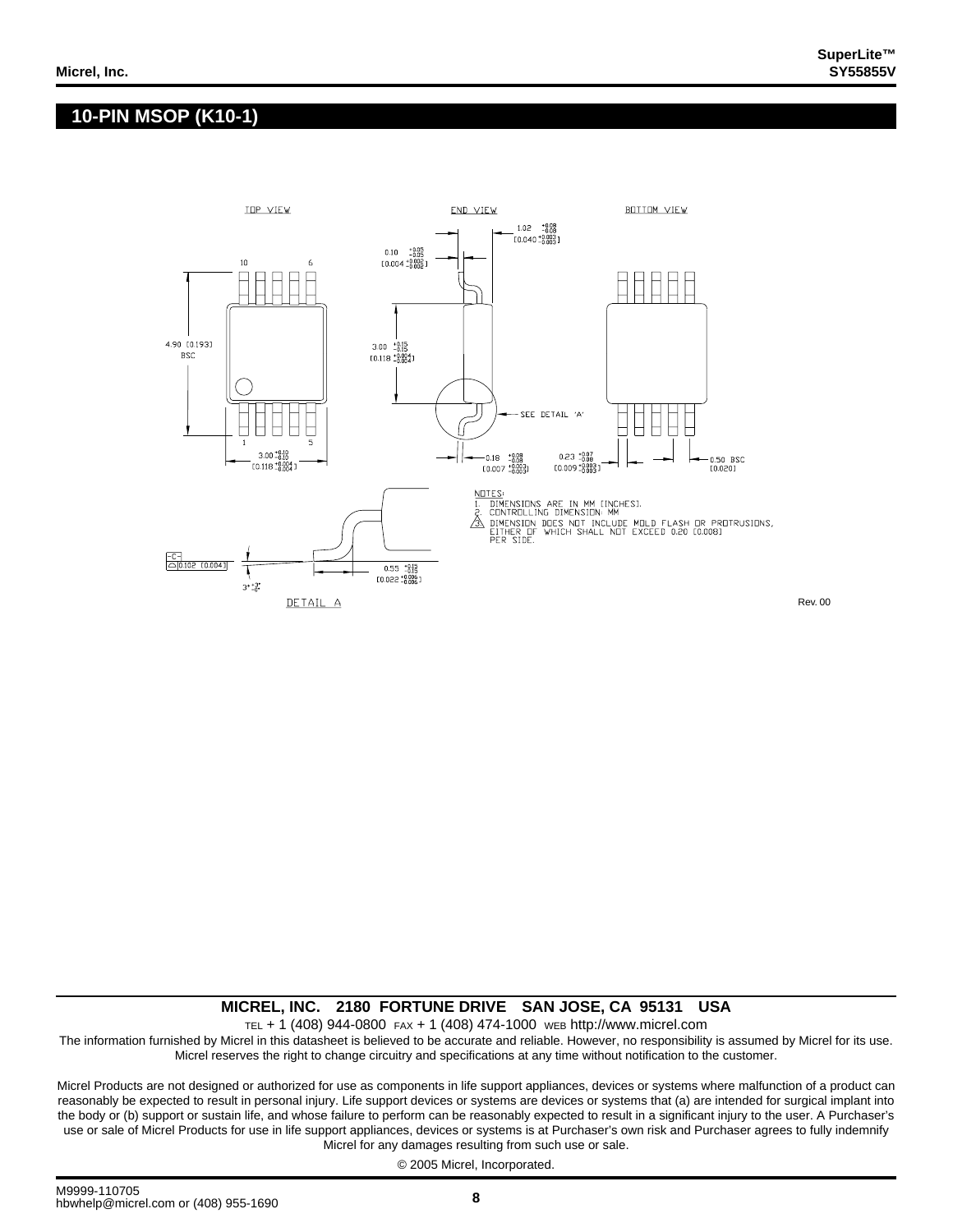## 10-PIN MSOP (K10-1)

TOP VIEW

END VIEW

BOTTOM VIEW

10 6

1 5

4.90 [0.193] BSC

3.00 +0.10 −0.10 [0.118 +0.004 −0.004]

1.02 +0.08 −0.08 [0.040 +0.003 −0.003]

0.10 +0.05 −0.05 [0.004 +0.002 −0.002]

3.00 +0.15 −0.15 [0.118 +0.004 −0.004]

SEE DETAIL 'A'

0.18 +0.08 −0.08 [0.007 +0.003 −0.003]

0.23 +0.07 −0.08 [0.009 +0.003 −0.003]

0.50 BSC [0.020]

-C-

0.102 [0.004]

3° +3° −0°

0.55 +0.15 −0.15 [0.022 +0.006 −0.006]

DETAIL A

NOTES:
1. DIMENSIONS ARE IN MM [INCHES].
2. CONTROLLING DIMENSION: MM
3. DIMENSION DOES NOT INCLUDE MOLD FLASH OR PROTRUSIONS, EITHER OF WHICH SHALL NOT EXCEED 0.20 [0.008] PER SIDE.

Rev. 00

**MICREL, INC. 2180 FORTUNE DRIVE SAN JOSE, CA 95131 USA**

TEL + 1 (408) 944-0800 FAX + 1 (408) 474-1000 WEB http://www.micrel.com

The information furnished by Micrel in this datasheet is believed to be accurate and reliable. However, no responsibility is assumed by Micrel for its use. Micrel reserves the right to change circuitry and specifications at any time without notification to the customer.

Micrel Products are not designed or authorized for use as components in life support appliances, devices or systems where malfunction of a product can reasonably be expected to result in personal injury. Life support devices or systems are devices or systems that (a) are intended for surgical implant into the body or (b) support or sustain life, and whose failure to perform can be reasonably expected to result in a significant injury to the user. A Purchaser's use or sale of Micrel Products for use in life support appliances, devices or systems is at Purchaser's own risk and Purchaser agrees to fully indemnify Micrel for any damages resulting from such use or sale.

© 2005 Micrel, Incorporated.